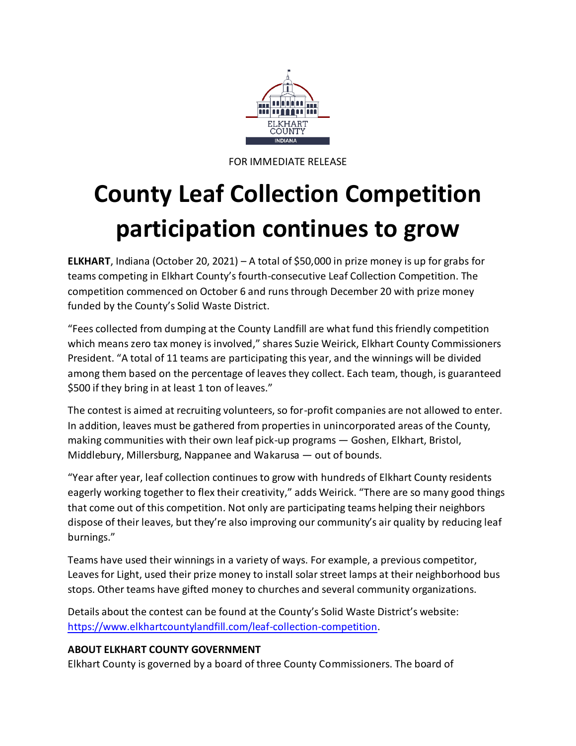FOR IMMEDIATE RELEASE

# County Leaf Collection Competition participation continues to grow

**ELKHART**, Indiana (October 20, 2021) – A total of $50,000 in prize money is up for grabs for teams competing in Elkhart County's fourth-consecutive Leaf Collection Competition. The competition commenced on October 6 and runs through December 20 with prize money funded by the County's Solid Waste District.

"Fees collected from dumping at the County Landfill are what fund this friendly competition which means zero tax money is involved," shares Suzie Weirick, Elkhart County Commissioners President. "A total of 11 teams are participating this year, and the winnings will be divided among them based on the percentage of leaves they collect. Each team, though, is guaranteed $500 if they bring in at least 1 ton of leaves."

The contest is aimed at recruiting volunteers, so for-profit companies are not allowed to enter. In addition, leaves must be gathered from properties in unincorporated areas of the County, making communities with their own leaf pick-up programs — Goshen, Elkhart, Bristol, Middlebury, Millersburg, Nappanee and Wakarusa — out of bounds.

"Year after year, leaf collection continues to grow with hundreds of Elkhart County residents eagerly working together to flex their creativity," adds Weirick. "There are so many good things that come out of this competition. Not only are participating teams helping their neighbors dispose of their leaves, but they're also improving our community's air quality by reducing leaf burnings."

Teams have used their winnings in a variety of ways. For example, a previous competitor, Leaves for Light, used their prize money to install solar street lamps at their neighborhood bus stops. Other teams have gifted money to churches and several community organizations.

Details about the contest can be found at the County's Solid Waste District's website: https://www.elkhartcountylandfill.com/leaf-collection-competition.

**ABOUT ELKHART COUNTY GOVERNMENT**

Elkhart County is governed by a board of three County Commissioners. The board of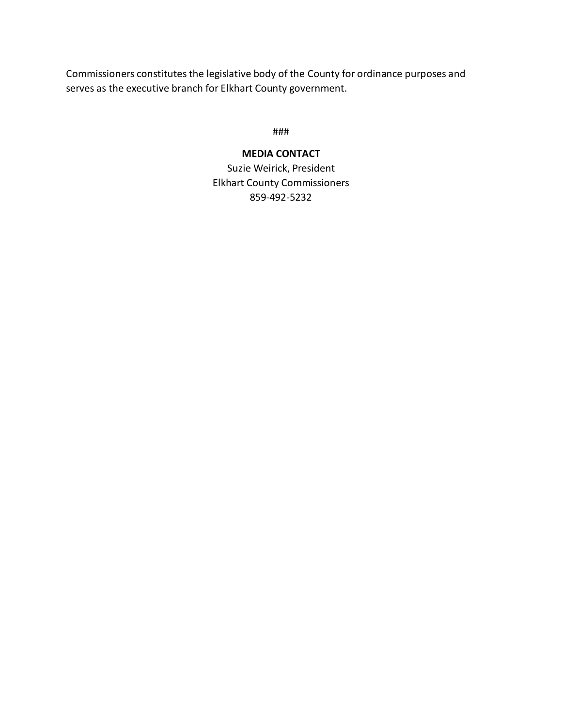Commissioners constitutes the legislative body of the County for ordinance purposes and serves as the executive branch for Elkhart County government.

###

**MEDIA CONTACT**
Suzie Weirick, President
Elkhart County Commissioners
859-492-5232